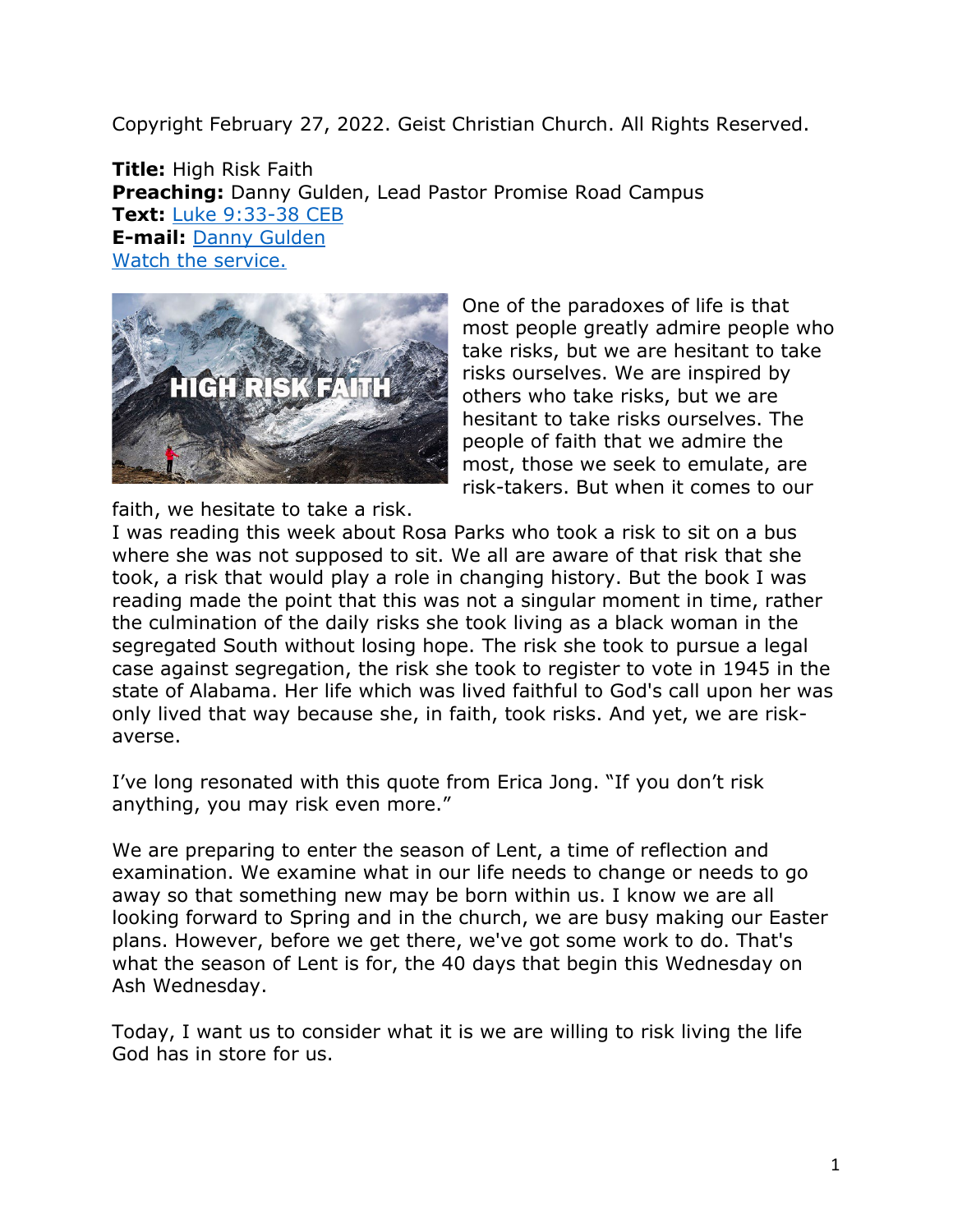Copyright February 27, 2022. Geist Christian Church. All Rights Reserved.

**Title:** High Risk Faith
**Preaching:** Danny Gulden, Lead Pastor Promise Road Campus
**Text:** Luke 9:33-38 CEB
**E-mail:** Danny Gulden
Watch the service.

One of the paradoxes of life is that most people greatly admire people who take risks, but we are hesitant to take risks ourselves. We are inspired by others who take risks, but we are hesitant to take risks ourselves. The people of faith that we admire the most, those we seek to emulate, are risk-takers. But when it comes to our faith, we hesitate to take a risk.

I was reading this week about Rosa Parks who took a risk to sit on a bus where she was not supposed to sit. We all are aware of that risk that she took, a risk that would play a role in changing history. But the book I was reading made the point that this was not a singular moment in time, rather the culmination of the daily risks she took living as a black woman in the segregated South without losing hope. The risk she took to pursue a legal case against segregation, the risk she took to register to vote in 1945 in the state of Alabama. Her life which was lived faithful to God's call upon her was only lived that way because she, in faith, took risks. And yet, we are risk-averse.

I've long resonated with this quote from Erica Jong. "If you don't risk anything, you may risk even more."

We are preparing to enter the season of Lent, a time of reflection and examination. We examine what in our life needs to change or needs to go away so that something new may be born within us. I know we are all looking forward to Spring and in the church, we are busy making our Easter plans. However, before we get there, we've got some work to do. That's what the season of Lent is for, the 40 days that begin this Wednesday on Ash Wednesday.

Today, I want us to consider what it is we are willing to risk living the life God has in store for us.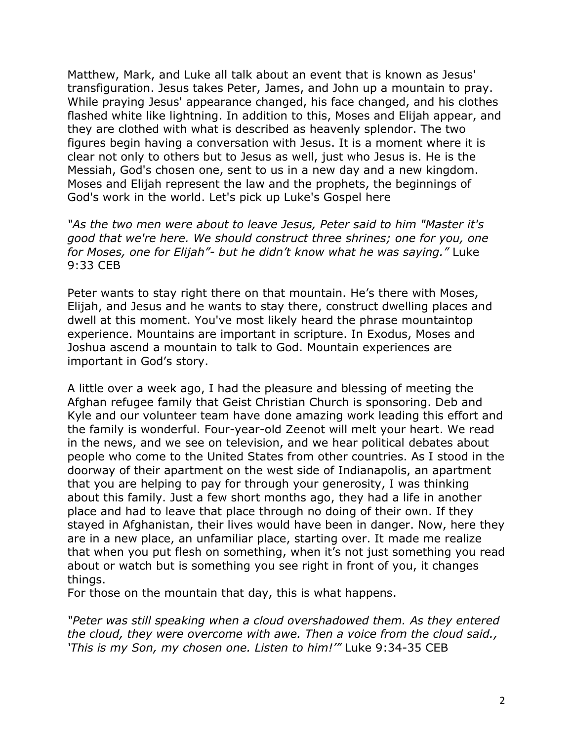Matthew, Mark, and Luke all talk about an event that is known as Jesus' transfiguration. Jesus takes Peter, James, and John up a mountain to pray. While praying Jesus' appearance changed, his face changed, and his clothes flashed white like lightning. In addition to this, Moses and Elijah appear, and they are clothed with what is described as heavenly splendor. The two figures begin having a conversation with Jesus. It is a moment where it is clear not only to others but to Jesus as well, just who Jesus is. He is the Messiah, God's chosen one, sent to us in a new day and a new kingdom. Moses and Elijah represent the law and the prophets, the beginnings of God's work in the world. Let's pick up Luke's Gospel here

*"As the two men were about to leave Jesus, Peter said to him "Master it's good that we're here. We should construct three shrines; one for you, one for Moses, one for Elijah"- but he didn't know what he was saying."* Luke 9:33 CEB

Peter wants to stay right there on that mountain. He's there with Moses, Elijah, and Jesus and he wants to stay there, construct dwelling places and dwell at this moment. You've most likely heard the phrase mountaintop experience. Mountains are important in scripture. In Exodus, Moses and Joshua ascend a mountain to talk to God. Mountain experiences are important in God's story.

A little over a week ago, I had the pleasure and blessing of meeting the Afghan refugee family that Geist Christian Church is sponsoring. Deb and Kyle and our volunteer team have done amazing work leading this effort and the family is wonderful. Four-year-old Zeenot will melt your heart. We read in the news, and we see on television, and we hear political debates about people who come to the United States from other countries. As I stood in the doorway of their apartment on the west side of Indianapolis, an apartment that you are helping to pay for through your generosity, I was thinking about this family. Just a few short months ago, they had a life in another place and had to leave that place through no doing of their own. If they stayed in Afghanistan, their lives would have been in danger. Now, here they are in a new place, an unfamiliar place, starting over. It made me realize that when you put flesh on something, when it's not just something you read about or watch but is something you see right in front of you, it changes things.
For those on the mountain that day, this is what happens.

*"Peter was still speaking when a cloud overshadowed them. As they entered the cloud, they were overcome with awe. Then a voice from the cloud said., 'This is my Son, my chosen one. Listen to him!'"* Luke 9:34-35 CEB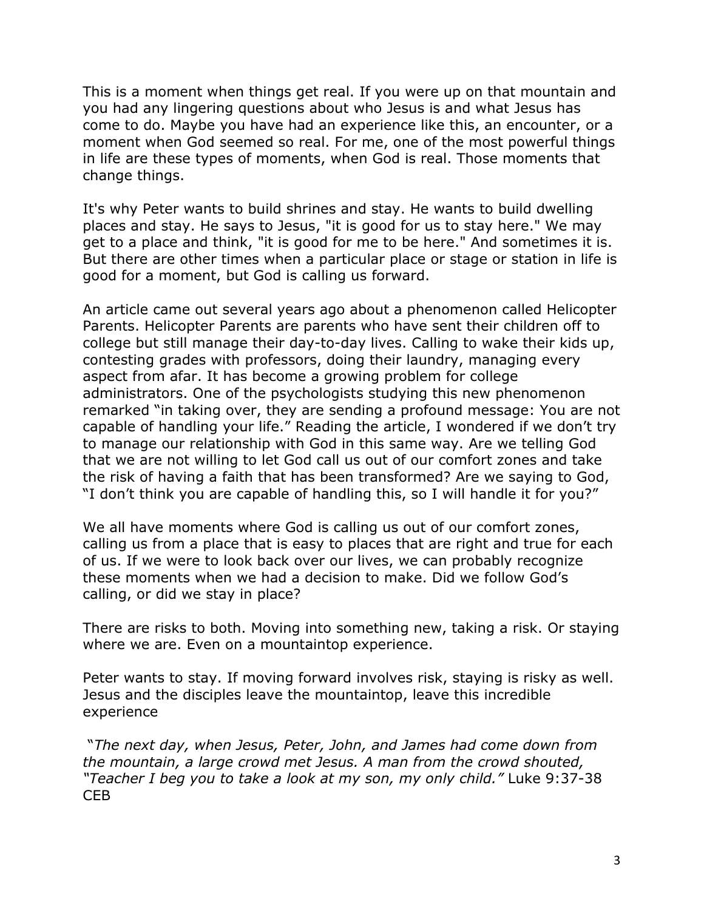This is a moment when things get real. If you were up on that mountain and you had any lingering questions about who Jesus is and what Jesus has come to do. Maybe you have had an experience like this, an encounter, or a moment when God seemed so real. For me, one of the most powerful things in life are these types of moments, when God is real. Those moments that change things.

It's why Peter wants to build shrines and stay. He wants to build dwelling places and stay. He says to Jesus, "it is good for us to stay here." We may get to a place and think, "it is good for me to be here." And sometimes it is. But there are other times when a particular place or stage or station in life is good for a moment, but God is calling us forward.

An article came out several years ago about a phenomenon called Helicopter Parents. Helicopter Parents are parents who have sent their children off to college but still manage their day-to-day lives. Calling to wake their kids up, contesting grades with professors, doing their laundry, managing every aspect from afar. It has become a growing problem for college administrators. One of the psychologists studying this new phenomenon remarked "in taking over, they are sending a profound message: You are not capable of handling your life." Reading the article, I wondered if we don't try to manage our relationship with God in this same way. Are we telling God that we are not willing to let God call us out of our comfort zones and take the risk of having a faith that has been transformed? Are we saying to God, "I don't think you are capable of handling this, so I will handle it for you?"

We all have moments where God is calling us out of our comfort zones, calling us from a place that is easy to places that are right and true for each of us. If we were to look back over our lives, we can probably recognize these moments when we had a decision to make. Did we follow God's calling, or did we stay in place?

There are risks to both. Moving into something new, taking a risk. Or staying where we are. Even on a mountaintop experience.

Peter wants to stay. If moving forward involves risk, staying is risky as well. Jesus and the disciples leave the mountaintop, leave this incredible experience

"*The next day, when Jesus, Peter, John, and James had come down from the mountain, a large crowd met Jesus. A man from the crowd shouted, "Teacher I beg you to take a look at my son, my only child."* Luke 9:37-38 CEB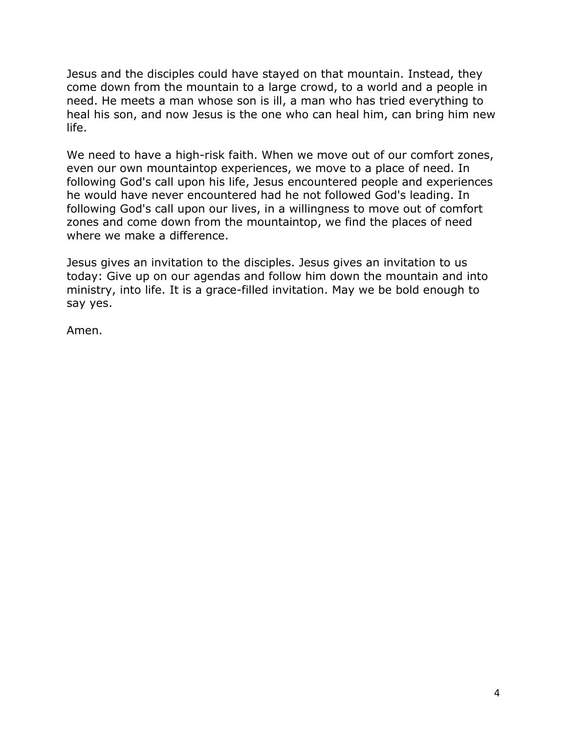Jesus and the disciples could have stayed on that mountain. Instead, they come down from the mountain to a large crowd, to a world and a people in need. He meets a man whose son is ill, a man who has tried everything to heal his son, and now Jesus is the one who can heal him, can bring him new life.

We need to have a high-risk faith. When we move out of our comfort zones, even our own mountaintop experiences, we move to a place of need. In following God's call upon his life, Jesus encountered people and experiences he would have never encountered had he not followed God's leading. In following God's call upon our lives, in a willingness to move out of comfort zones and come down from the mountaintop, we find the places of need where we make a difference.

Jesus gives an invitation to the disciples. Jesus gives an invitation to us today: Give up on our agendas and follow him down the mountain and into ministry, into life. It is a grace-filled invitation. May we be bold enough to say yes.

Amen.